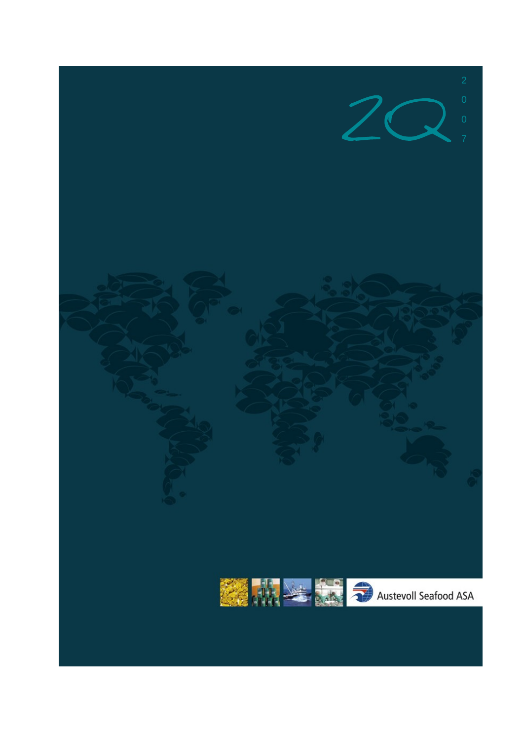# 2Q 2007

Austevoll Seafood ASA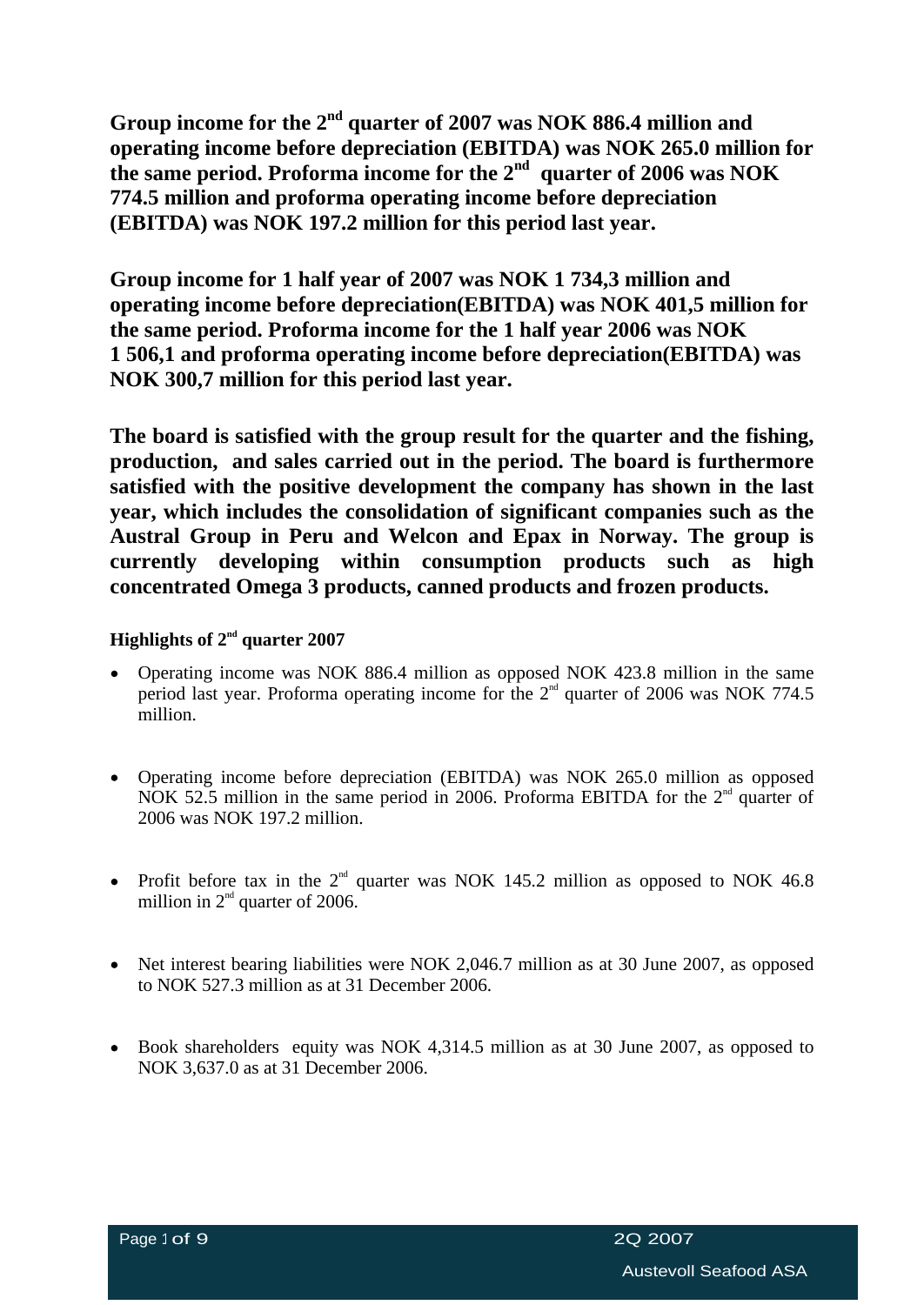**Group income for the 2nd quarter of 2007 was NOK 886.4 million and operating income before depreciation (EBITDA) was NOK 265.0 million for the same period. Proforma income for the 2nd quarter of 2006 was NOK 774.5 million and proforma operating income before depreciation (EBITDA) was NOK 197.2 million for this period last year.**

**Group income for 1 half year of 2007 was NOK 1 734,3 million and operating income before depreciation(EBITDA) was NOK 401,5 million for the same period. Proforma income for the 1 half year 2006 was NOK 1 506,1 and proforma operating income before depreciation(EBITDA) was NOK 300,7 million for this period last year.**

**The board is satisfied with the group result for the quarter and the fishing, production, and sales carried out in the period. The board is furthermore satisfied with the positive development the company has shown in the last year, which includes the consolidation of significant companies such as the Austral Group in Peru and Welcon and Epax in Norway. The group is currently developing within consumption products such as high concentrated Omega 3 products, canned products and frozen products.**

**Highlights of 2nd quarter 2007**

- Operating income was NOK 886.4 million as opposed NOK 423.8 million in the same period last year. Proforma operating income for the 2nd quarter of 2006 was NOK 774.5 million.
- Operating income before depreciation (EBITDA) was NOK 265.0 million as opposed NOK 52.5 million in the same period in 2006. Proforma EBITDA for the 2nd quarter of 2006 was NOK 197.2 million.
- Profit before tax in the 2nd quarter was NOK 145.2 million as opposed to NOK 46.8 million in 2nd quarter of 2006.
- Net interest bearing liabilities were NOK 2,046.7 million as at 30 June 2007, as opposed to NOK 527.3 million as at 31 December 2006.
- Book shareholders equity was NOK 4,314.5 million as at 30 June 2007, as opposed to NOK 3,637.0 as at 31 December 2006.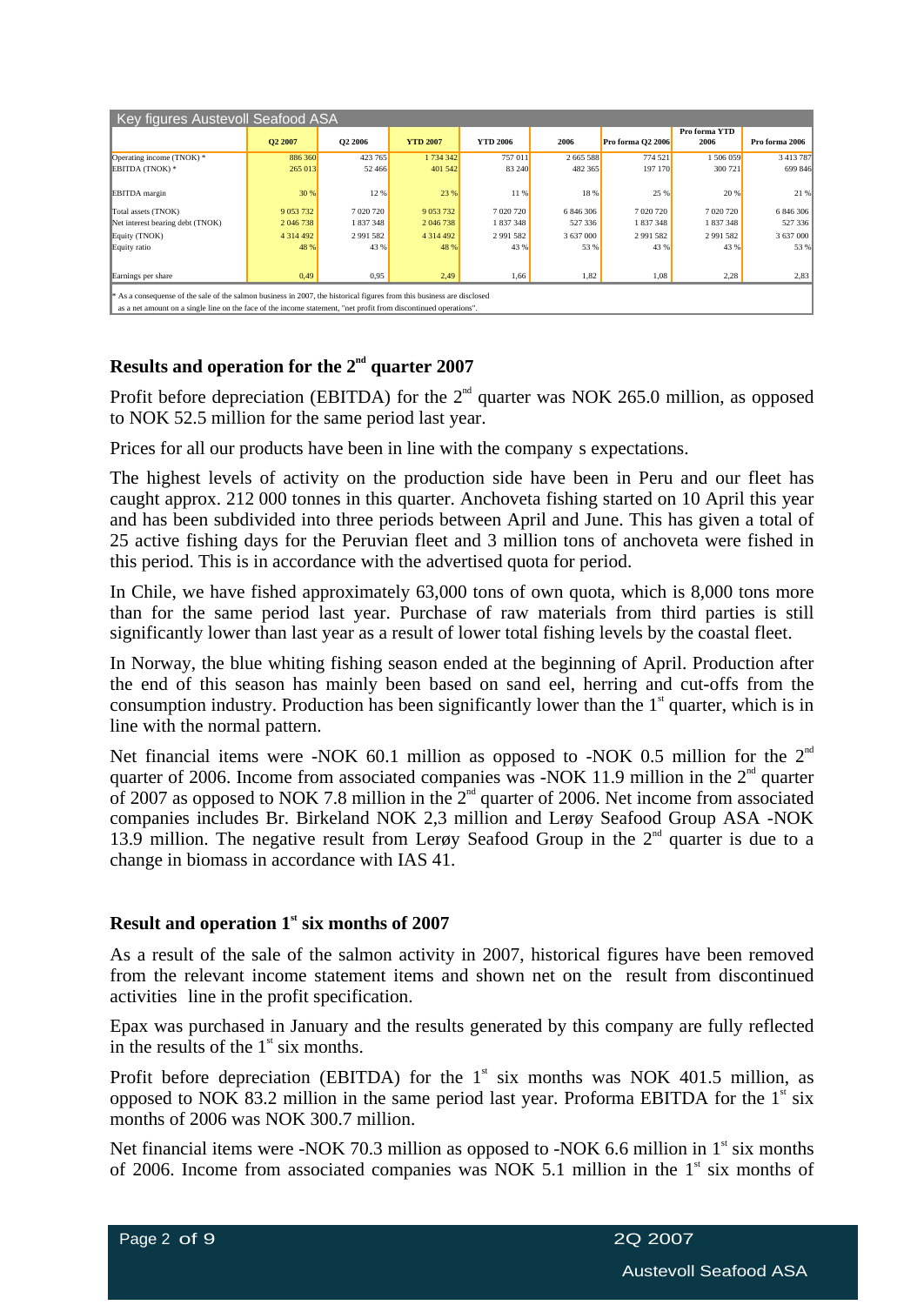| Key figures Austevoll Seafood ASA | | | | | | | | |
|---|---|---|---|---|---|---|---|---|
| | Q2 2007 | Q2 2006 | YTD 2007 | YTD 2006 | 2006 | Pro forma Q2 2006 | Pro forma YTD 2006 | Pro forma 2006 |
| Operating income (TNOK) * | 886 360 | 423 765 | 1 734 342 | 757 011 | 2 665 588 | 774 521 | 1 506 059 | 3 413 787 |
| EBITDA (TNOK) * | 265 013 | 52 466 | 401 542 | 83 240 | 482 365 | 197 170 | 300 721 | 699 846 |
| EBITDA margin | 30 % | 12 % | 23 % | 11 % | 18 % | 25 % | 20 % | 21 % |
| Total assets (TNOK) | 9 053 732 | 7 020 720 | 9 053 732 | 7 020 720 | 6 846 306 | 7 020 720 | 7 020 720 | 6 846 306 |
| Net interest bearing debt (TNOK) | 2 046 738 | 1 837 348 | 2 046 738 | 1 837 348 | 527 336 | 1 837 348 | 1 837 348 | 527 336 |
| Equity (TNOK) | 4 314 492 | 2 991 582 | 4 314 492 | 2 991 582 | 3 637 000 | 2 991 582 | 2 991 582 | 3 637 000 |
| Equity ratio | 48 % | 43 % | 48 % | 43 % | 53 % | 43 % | 43 % | 53 % |
| Earnings per share | 0,49 | 0,95 | 2,49 | 1,66 | 1,82 | 1,08 | 2,28 | 2,83 |

* As a consequense of the sale of the salmon business in 2007, the historical figures from this business are disclosed as a net amount on a single line on the face of the income statement, "net profit from discontinued operations".

## Results and operation for the 2nd quarter 2007

Profit before depreciation (EBITDA) for the 2nd quarter was NOK 265.0 million, as opposed to NOK 52.5 million for the same period last year.

Prices for all our products have been in line with the company s expectations.

The highest levels of activity on the production side have been in Peru and our fleet has caught approx. 212 000 tonnes in this quarter. Anchoveta fishing started on 10 April this year and has been subdivided into three periods between April and June. This has given a total of 25 active fishing days for the Peruvian fleet and 3 million tons of anchoveta were fished in this period. This is in accordance with the advertised quota for period.

In Chile, we have fished approximately 63,000 tons of own quota, which is 8,000 tons more than for the same period last year. Purchase of raw materials from third parties is still significantly lower than last year as a result of lower total fishing levels by the coastal fleet.

In Norway, the blue whiting fishing season ended at the beginning of April. Production after the end of this season has mainly been based on sand eel, herring and cut-offs from the consumption industry. Production has been significantly lower than the 1st quarter, which is in line with the normal pattern.

Net financial items were -NOK 60.1 million as opposed to -NOK 0.5 million for the 2nd quarter of 2006. Income from associated companies was -NOK 11.9 million in the 2nd quarter of 2007 as opposed to NOK 7.8 million in the 2nd quarter of 2006. Net income from associated companies includes Br. Birkeland NOK 2,3 million and Lerøy Seafood Group ASA -NOK 13.9 million. The negative result from Lerøy Seafood Group in the 2nd quarter is due to a change in biomass in accordance with IAS 41.

## Result and operation 1st six months of 2007

As a result of the sale of the salmon activity in 2007, historical figures have been removed from the relevant income statement items and shown net on the result from discontinued activities line in the profit specification.

Epax was purchased in January and the results generated by this company are fully reflected in the results of the 1st six months.

Profit before depreciation (EBITDA) for the 1st six months was NOK 401.5 million, as opposed to NOK 83.2 million in the same period last year. Proforma EBITDA for the 1st six months of 2006 was NOK 300.7 million.

Net financial items were -NOK 70.3 million as opposed to -NOK 6.6 million in 1st six months of 2006. Income from associated companies was NOK 5.1 million in the 1st six months of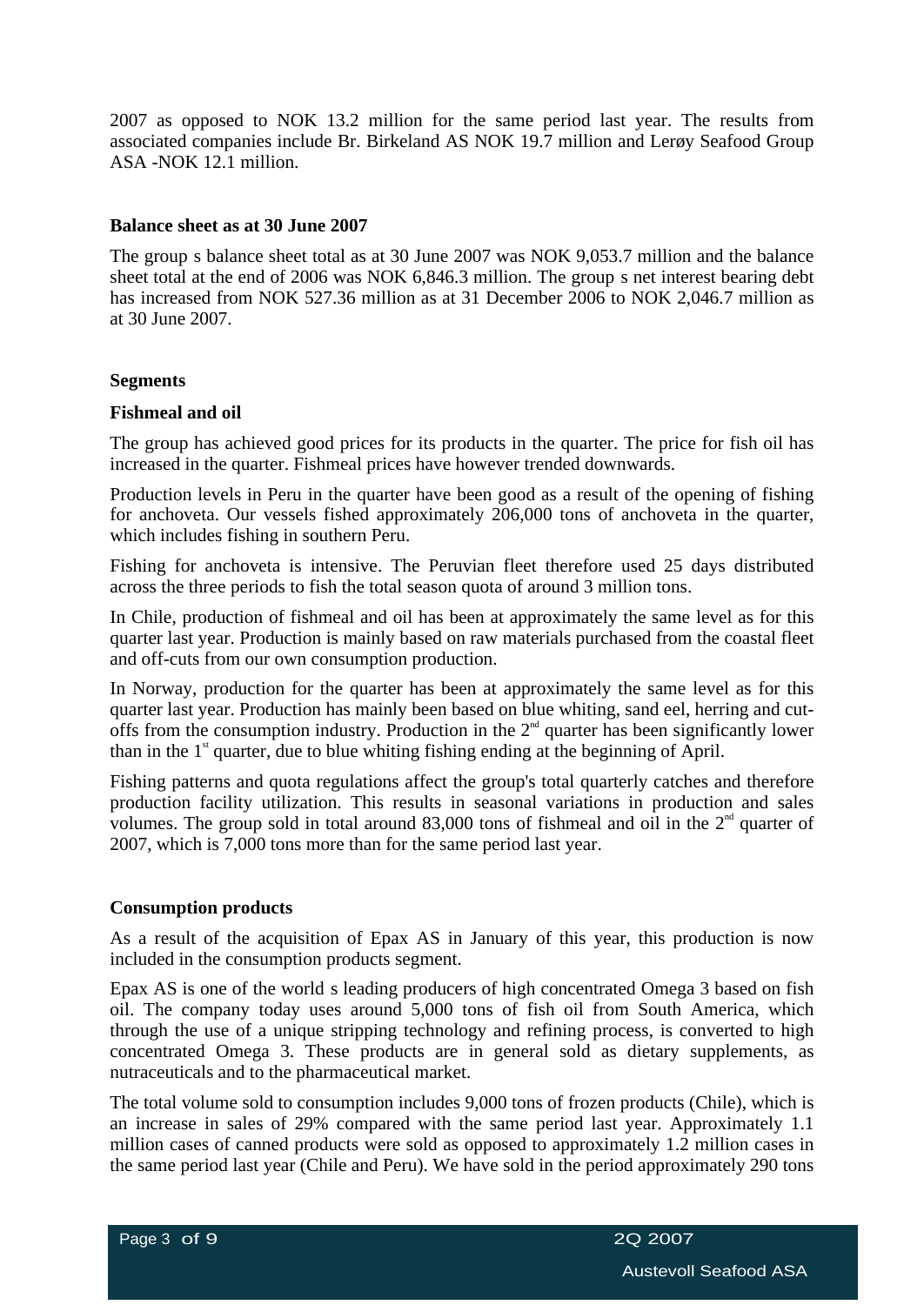2007 as opposed to NOK 13.2 million for the same period last year. The results from associated companies include Br. Birkeland AS NOK 19.7 million and Lerøy Seafood Group ASA -NOK 12.1 million.

**Balance sheet as at 30 June 2007**

The group s balance sheet total as at 30 June 2007 was NOK 9,053.7 million and the balance sheet total at the end of 2006 was NOK 6,846.3 million. The group s net interest bearing debt has increased from NOK 527.36 million as at 31 December 2006 to NOK 2,046.7 million as at 30 June 2007.

**Segments**

**Fishmeal and oil**

The group has achieved good prices for its products in the quarter. The price for fish oil has increased in the quarter. Fishmeal prices have however trended downwards.

Production levels in Peru in the quarter have been good as a result of the opening of fishing for anchoveta. Our vessels fished approximately 206,000 tons of anchoveta in the quarter, which includes fishing in southern Peru.

Fishing for anchoveta is intensive. The Peruvian fleet therefore used 25 days distributed across the three periods to fish the total season quota of around 3 million tons.

In Chile, production of fishmeal and oil has been at approximately the same level as for this quarter last year. Production is mainly based on raw materials purchased from the coastal fleet and off-cuts from our own consumption production.

In Norway, production for the quarter has been at approximately the same level as for this quarter last year. Production has mainly been based on blue whiting, sand eel, herring and cut-offs from the consumption industry. Production in the 2nd quarter has been significantly lower than in the 1st quarter, due to blue whiting fishing ending at the beginning of April.

Fishing patterns and quota regulations affect the group's total quarterly catches and therefore production facility utilization. This results in seasonal variations in production and sales volumes. The group sold in total around 83,000 tons of fishmeal and oil in the 2nd quarter of 2007, which is 7,000 tons more than for the same period last year.

**Consumption products**

As a result of the acquisition of Epax AS in January of this year, this production is now included in the consumption products segment.

Epax AS is one of the world s leading producers of high concentrated Omega 3 based on fish oil. The company today uses around 5,000 tons of fish oil from South America, which through the use of a unique stripping technology and refining process, is converted to high concentrated Omega 3. These products are in general sold as dietary supplements, as nutraceuticals and to the pharmaceutical market.

The total volume sold to consumption includes 9,000 tons of frozen products (Chile), which is an increase in sales of 29% compared with the same period last year. Approximately 1.1 million cases of canned products were sold as opposed to approximately 1.2 million cases in the same period last year (Chile and Peru). We have sold in the period approximately 290 tons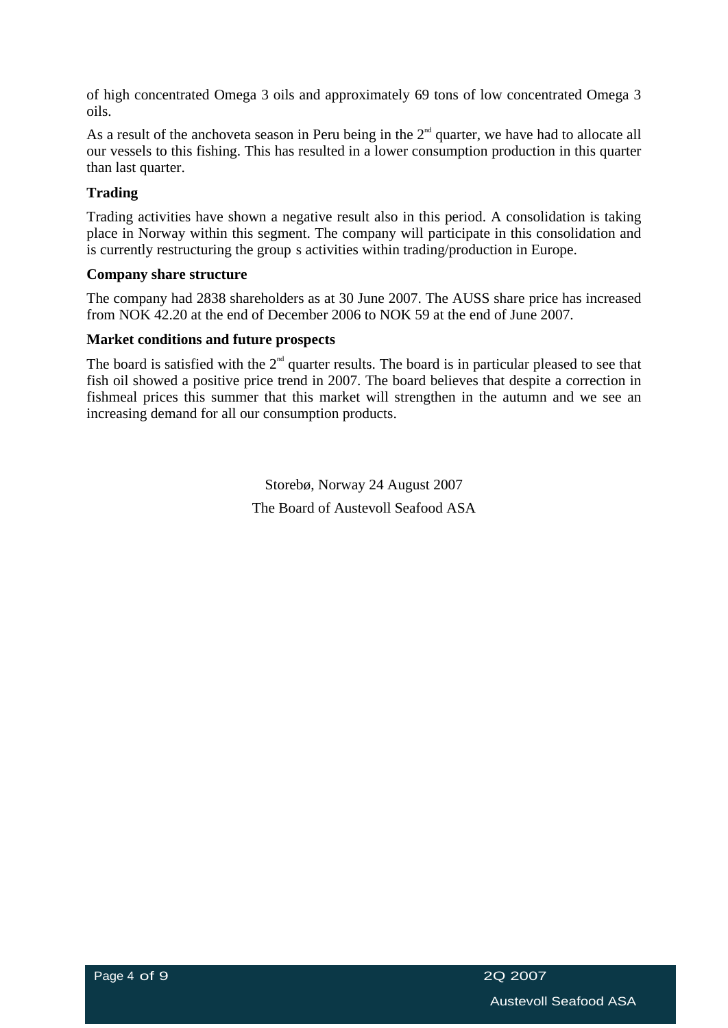of high concentrated Omega 3 oils and approximately 69 tons of low concentrated Omega 3 oils.

As a result of the anchoveta season in Peru being in the 2nd quarter, we have had to allocate all our vessels to this fishing. This has resulted in a lower consumption production in this quarter than last quarter.

**Trading**

Trading activities have shown a negative result also in this period. A consolidation is taking place in Norway within this segment. The company will participate in this consolidation and is currently restructuring the group s activities within trading/production in Europe.

**Company share structure**

The company had 2838 shareholders as at 30 June 2007. The AUSS share price has increased from NOK 42.20 at the end of December 2006 to NOK 59 at the end of June 2007.

**Market conditions and future prospects**

The board is satisfied with the 2nd quarter results. The board is in particular pleased to see that fish oil showed a positive price trend in 2007. The board believes that despite a correction in fishmeal prices this summer that this market will strengthen in the autumn and we see an increasing demand for all our consumption products.

Storebø, Norway 24 August 2007

The Board of Austevoll Seafood ASA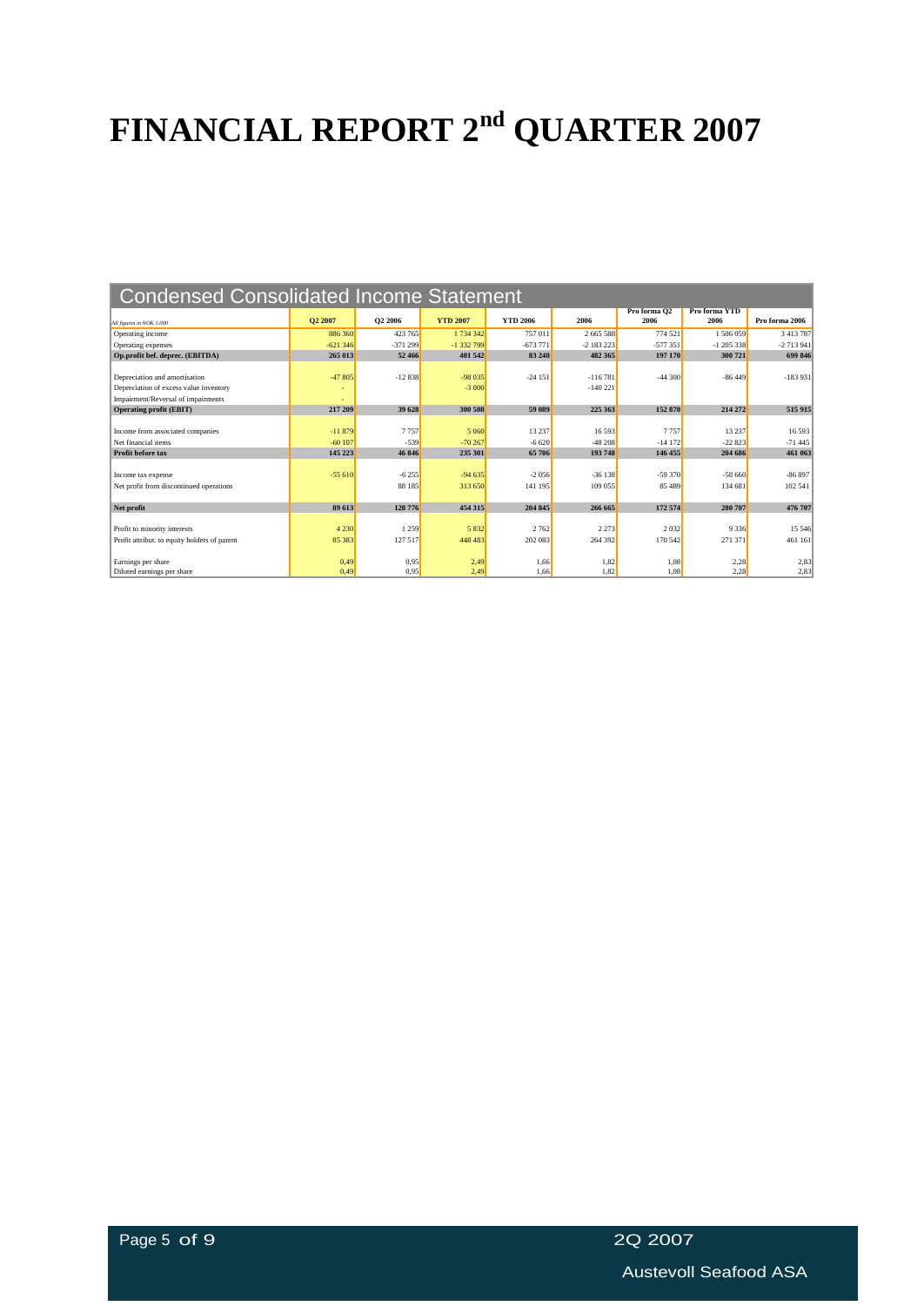# FINANCIAL REPORT 2nd QUARTER 2007

## Condensed Consolidated Income Statement

| All figures in NOK 1,000 | Q2 2007 | Q2 2006 | YTD 2007 | YTD 2006 | 2006 | Pro forma Q2 2006 | Pro forma YTD 2006 | Pro forma 2006 |
|---|---|---|---|---|---|---|---|---|
| Operating income | 886 360 | 423 765 | 1 734 342 | 757 011 | 2 665 588 | 774 521 | 1 506 059 | 3 413 787 |
| Operating expenses | -621 346 | -371 299 | -1 332 799 | -673 771 | -2 183 223 | -577 351 | -1 205 338 | -2 713 941 |
| **Op.profit bef. deprec. (EBITDA)** | **265 013** | **52 466** | **401 542** | **83 240** | **482 365** | **197 170** | **300 721** | **699 846** |
| | | | | | | | | |
| Depreciation and amortisation | -47 805 | -12 838 | -98 035 | -24 151 | -116 781 | -44 300 | -86 449 | -183 931 |
| Depreciation of excess value inventory | - | | -3 000 | | -140 221 | | | |
| Impairment/Reversal of impairments | - | | | | | | | |
| **Operating profit (EBIT)** | **217 209** | **39 628** | **300 508** | **59 089** | **225 363** | **152 870** | **214 272** | **515 915** |
| | | | | | | | | |
| Income from associated companies | -11 879 | 7 757 | 5 060 | 13 237 | 16 593 | 7 757 | 13 237 | 16 593 |
| Net financial items | -60 107 | -539 | -70 267 | -6 620 | -48 208 | -14 172 | -22 823 | -71 445 |
| **Profit before tax** | **145 223** | **46 846** | **235 301** | **65 706** | **193 748** | **146 455** | **204 686** | **461 063** |
| | | | | | | | | |
| Income tax expense | -55 610 | -6 255 | -94 635 | -2 056 | -36 138 | -59 370 | -58 660 | -86 897 |
| Net profit from discontinued operations | | 88 185 | 313 650 | 141 195 | 109 055 | 85 489 | 134 681 | 102 541 |
| | | | | | | | | |
| **Net profit** | **89 613** | **128 776** | **454 315** | **204 845** | **266 665** | **172 574** | **280 707** | **476 707** |
| | | | | | | | | |
| Profit to minority interests | 4 230 | 1 259 | 5 832 | 2 762 | 2 273 | 2 032 | 9 336 | 15 546 |
| Profit attribut. to equity holders of parent | 85 383 | 127 517 | 448 483 | 202 083 | 264 392 | 170 542 | 271 371 | 461 161 |
| | | | | | | | | |
| Earnings per share | 0,49 | 0,95 | 2,49 | 1,66 | 1,82 | 1,08 | 2,28 | 2,83 |
| Diluted earnings per share | 0,49 | 0,95 | 2,49 | 1,66 | 1,82 | 1,08 | 2,28 | 2,83 |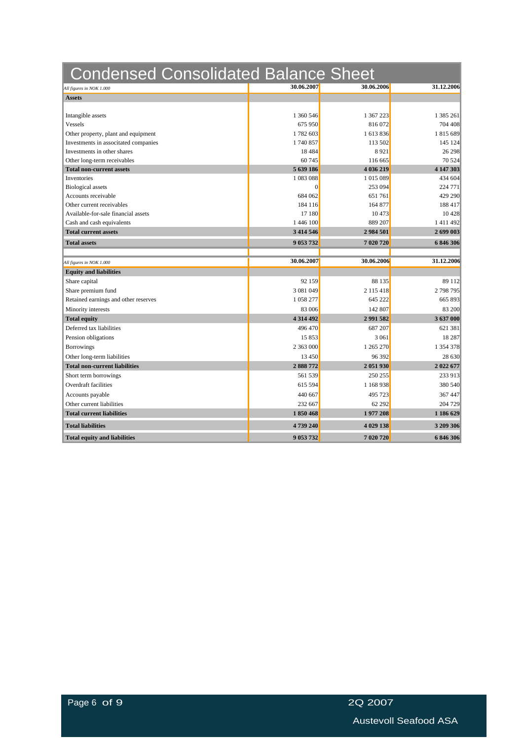# Condensed Consolidated Balance Sheet

| *All figures in NOK 1.000* | 30.06.2007 | 30.06.2006 | 31.12.2006 |
|---|---|---|---|
| **Assets** | | | |
| Intangible assets | 1 360 546 | 1 367 223 | 1 385 261 |
| Vessels | 675 950 | 816 072 | 704 408 |
| Other property, plant and equipment | 1 782 603 | 1 613 836 | 1 815 689 |
| Investments in associated companies | 1 740 857 | 113 502 | 145 124 |
| Investments in other shares | 18 484 | 8 921 | 26 298 |
| Other long-term receivables | 60 745 | 116 665 | 70 524 |
| **Total non-current assets** | **5 639 186** | **4 036 219** | **4 147 303** |
| Inventories | 1 083 088 | 1 015 089 | 434 604 |
| Biological assets | 0 | 253 094 | 224 771 |
| Accounts receivable | 684 062 | 651 761 | 429 290 |
| Other current receivables | 184 116 | 164 877 | 188 417 |
| Available-for-sale financial assets | 17 180 | 10 473 | 10 428 |
| Cash and cash equivalents | 1 446 100 | 889 207 | 1 411 492 |
| **Total current assets** | **3 414 546** | **2 984 501** | **2 699 003** |
| **Total assets** | **9 053 732** | **7 020 720** | **6 846 306** |

| *All figures in NOK 1.000* | 30.06.2007 | 30.06.2006 | 31.12.2006 |
|---|---|---|---|
| **Equity and liabilities** | | | |
| Share capital | 92 159 | 88 135 | 89 112 |
| Share premium fund | 3 081 049 | 2 115 418 | 2 798 795 |
| Retained earnings and other reserves | 1 058 277 | 645 222 | 665 893 |
| Minority interests | 83 006 | 142 807 | 83 200 |
| **Total equity** | **4 314 492** | **2 991 582** | **3 637 000** |
| Deferred tax liabilities | 496 470 | 687 207 | 621 381 |
| Pension obligations | 15 853 | 3 061 | 18 287 |
| Borrowings | 2 363 000 | 1 265 270 | 1 354 378 |
| Other long-term liabilities | 13 450 | 96 392 | 28 630 |
| **Total non-current liabilities** | **2 888 772** | **2 051 930** | **2 022 677** |
| Short term borrowings | 561 539 | 250 255 | 233 913 |
| Overdraft facilities | 615 594 | 1 168 938 | 380 540 |
| Accounts payable | 440 667 | 495 723 | 367 447 |
| Other current liabilities | 232 667 | 62 292 | 204 729 |
| **Total current liabilities** | **1 850 468** | **1 977 208** | **1 186 629** |
| **Total liabilities** | **4 739 240** | **4 029 138** | **3 209 306** |
| **Total equity and liabilities** | **9 053 732** | **7 020 720** | **6 846 306** |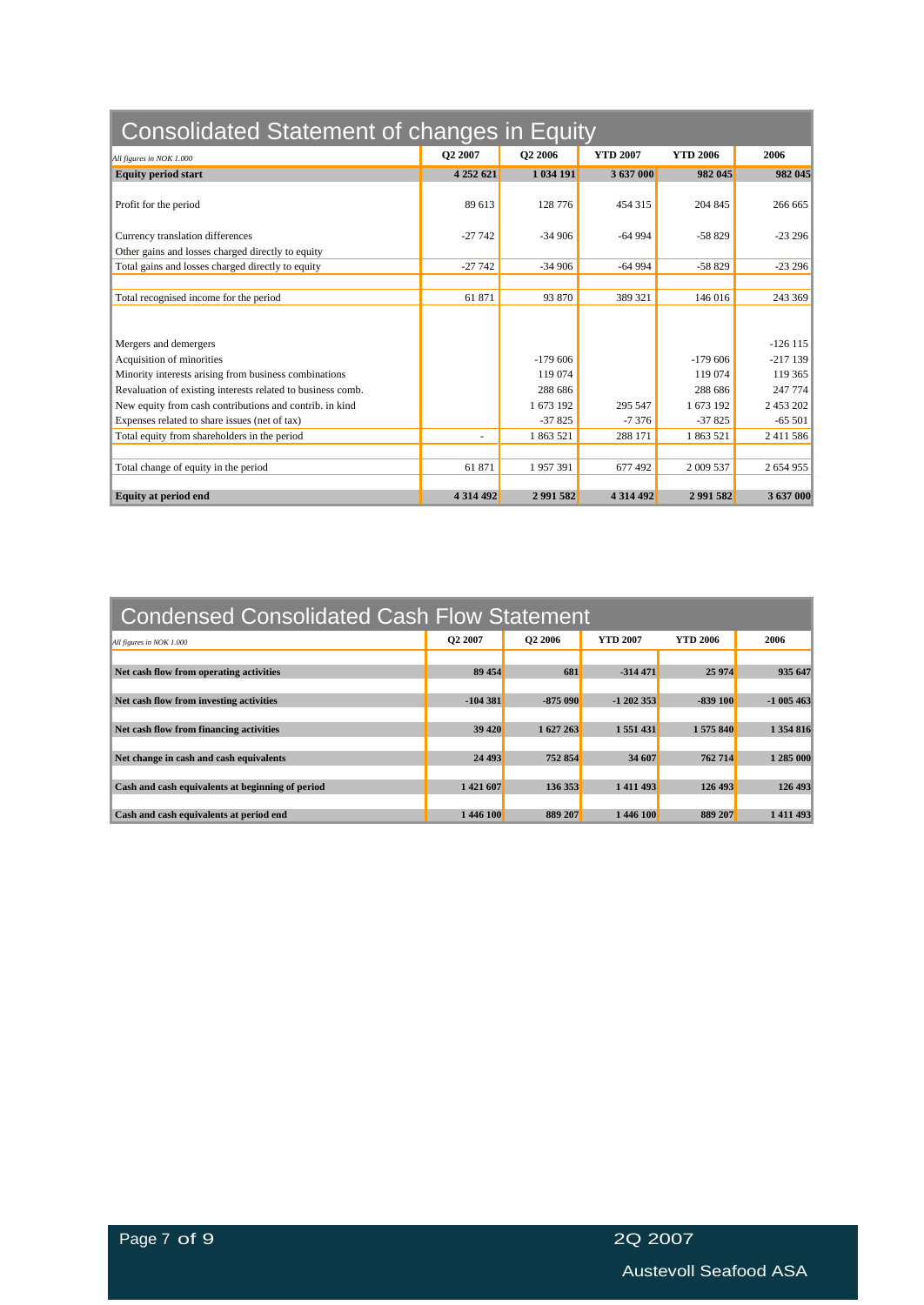## Consolidated Statement of changes in Equity

| *All figures in NOK 1.000* | Q2 2007 | Q2 2006 | YTD 2007 | YTD 2006 | 2006 |
|---|---|---|---|---|---|
| **Equity period start** | **4 252 621** | **1 034 191** | **3 637 000** | **982 045** | **982 045** |
| Profit for the period | 89 613 | 128 776 | 454 315 | 204 845 | 266 665 |
| Currency translation differences | -27 742 | -34 906 | -64 994 | -58 829 | -23 296 |
| Other gains and losses charged directly to equity | | | | | |
| Total gains and losses charged directly to equity | -27 742 | -34 906 | -64 994 | -58 829 | -23 296 |
| Total recognised income for the period | 61 871 | 93 870 | 389 321 | 146 016 | 243 369 |
| Mergers and demergers | | | | | -126 115 |
| Acquisition of minorities | | -179 606 | | -179 606 | -217 139 |
| Minority interests arising from business combinations | | 119 074 | | 119 074 | 119 365 |
| Revaluation of existing interests related to business comb. | | 288 686 | | 288 686 | 247 774 |
| New equity from cash contributions and contrib. in kind | | 1 673 192 | 295 547 | 1 673 192 | 2 453 202 |
| Expenses related to share issues (net of tax) | | -37 825 | -7 376 | -37 825 | -65 501 |
| Total equity from shareholders in the period | - | 1 863 521 | 288 171 | 1 863 521 | 2 411 586 |
| Total change of equity in the period | 61 871 | 1 957 391 | 677 492 | 2 009 537 | 2 654 955 |
| **Equity at period end** | **4 314 492** | **2 991 582** | **4 314 492** | **2 991 582** | **3 637 000** |

## Condensed Consolidated Cash Flow Statement

| *All figures in NOK 1.000* | Q2 2007 | Q2 2006 | YTD 2007 | YTD 2006 | 2006 |
|---|---|---|---|---|---|
| **Net cash flow from operating activities** | **89 454** | **681** | **-314 471** | **25 974** | **935 647** |
| **Net cash flow from investing activities** | **-104 381** | **-875 090** | **-1 202 353** | **-839 100** | **-1 005 463** |
| **Net cash flow from financing activities** | **39 420** | **1 627 263** | **1 551 431** | **1 575 840** | **1 354 816** |
| **Net change in cash and cash equivalents** | **24 493** | **752 854** | **34 607** | **762 714** | **1 285 000** |
| **Cash and cash equivalents at beginning of period** | **1 421 607** | **136 353** | **1 411 493** | **126 493** | **126 493** |
| **Cash and cash equivalents at period end** | **1 446 100** | **889 207** | **1 446 100** | **889 207** | **1 411 493** |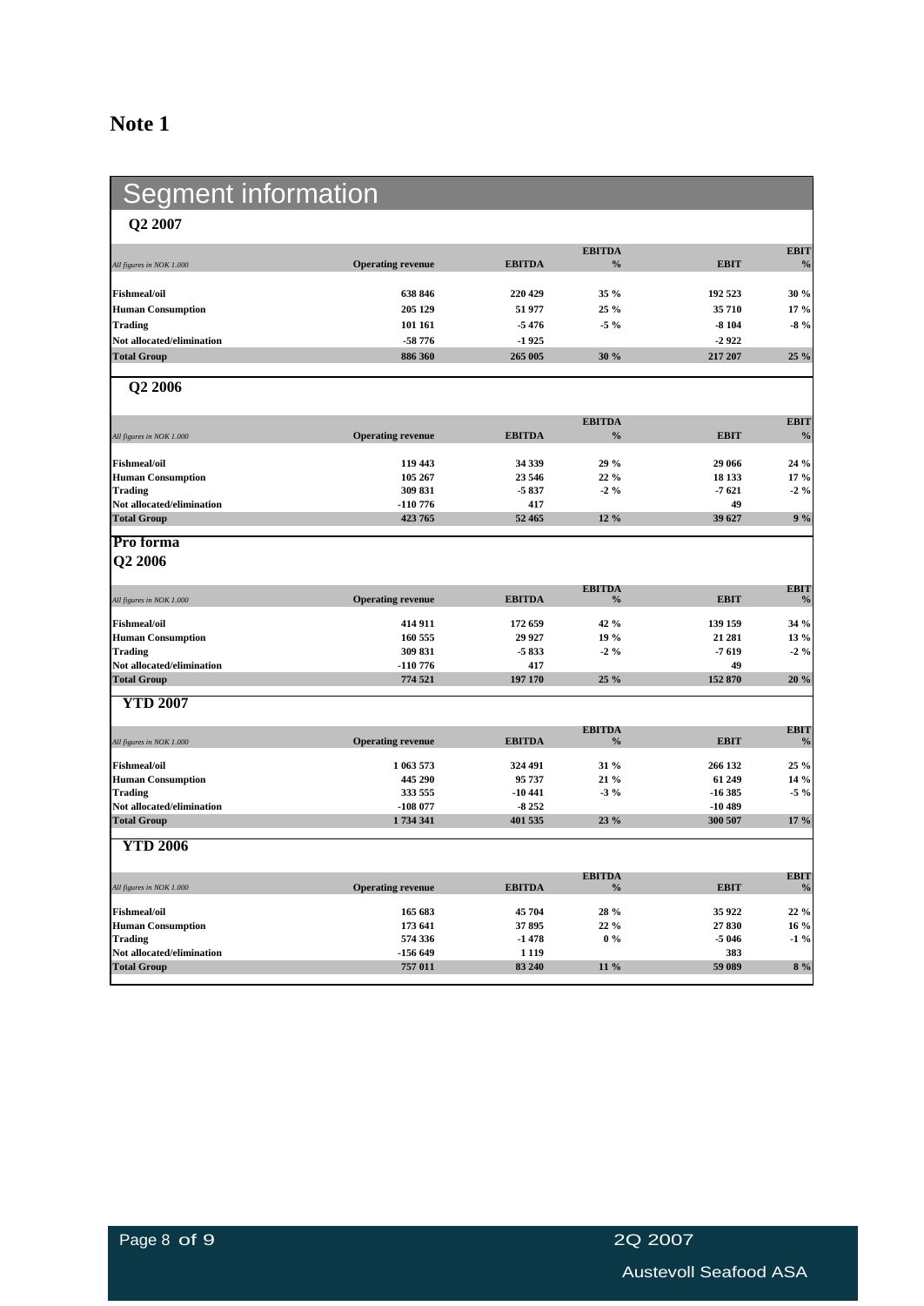# Note 1

## Segment information

### Q2 2007

| *All figures in NOK 1.000* | Operating revenue | EBITDA | EBITDA % | EBIT | EBIT % |
|---|---|---|---|---|---|
| **Fishmeal/oil** | 638 846 | 220 429 | 35 % | 192 523 | 30 % |
| **Human Consumption** | 205 129 | 51 977 | 25 % | 35 710 | 17 % |
| **Trading** | 101 161 | -5 476 | -5 % | -8 104 | -8 % |
| **Not allocated/elimination** | -58 776 | -1 925 | | -2 922 | |
| **Total Group** | 886 360 | 265 005 | 30 % | 217 207 | 25 % |

### Q2 2006

| *All figures in NOK 1.000* | Operating revenue | EBITDA | EBITDA % | EBIT | EBIT % |
|---|---|---|---|---|---|
| **Fishmeal/oil** | 119 443 | 34 339 | 29 % | 29 066 | 24 % |
| **Human Consumption** | 105 267 | 23 546 | 22 % | 18 133 | 17 % |
| **Trading** | 309 831 | -5 837 | -2 % | -7 621 | -2 % |
| **Not allocated/elimination** | -110 776 | 417 | | 49 | |
| **Total Group** | 423 765 | 52 465 | 12 % | 39 627 | 9 % |

### Pro forma Q2 2006

| *All figures in NOK 1.000* | Operating revenue | EBITDA | EBITDA % | EBIT | EBIT % |
|---|---|---|---|---|---|
| **Fishmeal/oil** | 414 911 | 172 659 | 42 % | 139 159 | 34 % |
| **Human Consumption** | 160 555 | 29 927 | 19 % | 21 281 | 13 % |
| **Trading** | 309 831 | -5 833 | -2 % | -7 619 | -2 % |
| **Not allocated/elimination** | -110 776 | 417 | | 49 | |
| **Total Group** | 774 521 | 197 170 | 25 % | 152 870 | 20 % |

### YTD 2007

| *All figures in NOK 1.000* | Operating revenue | EBITDA | EBITDA % | EBIT | EBIT % |
|---|---|---|---|---|---|
| **Fishmeal/oil** | 1 063 573 | 324 491 | 31 % | 266 132 | 25 % |
| **Human Consumption** | 445 290 | 95 737 | 21 % | 61 249 | 14 % |
| **Trading** | 333 555 | -10 441 | -3 % | -16 385 | -5 % |
| **Not allocated/elimination** | -108 077 | -8 252 | | -10 489 | |
| **Total Group** | 1 734 341 | 401 535 | 23 % | 300 507 | 17 % |

### YTD 2006

| *All figures in NOK 1.000* | Operating revenue | EBITDA | EBITDA % | EBIT | EBIT % |
|---|---|---|---|---|---|
| **Fishmeal/oil** | 165 683 | 45 704 | 28 % | 35 922 | 22 % |
| **Human Consumption** | 173 641 | 37 895 | 22 % | 27 830 | 16 % |
| **Trading** | 574 336 | -1 478 | 0 % | -5 046 | -1 % |
| **Not allocated/elimination** | -156 649 | 1 119 | | 383 | |
| **Total Group** | 757 011 | 83 240 | 11 % | 59 089 | 8 % |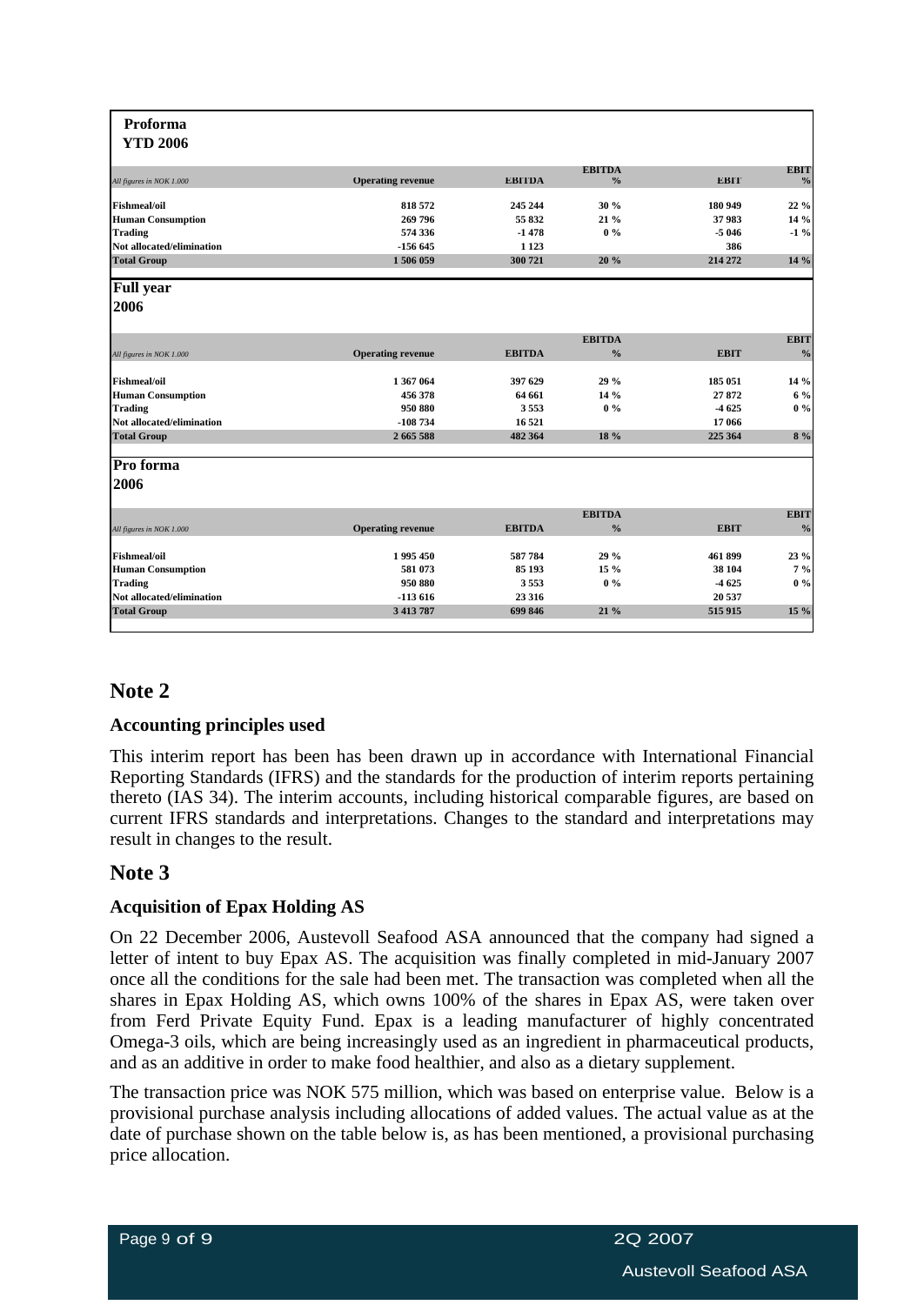**Proforma**
**YTD 2006**

| *All figures in NOK 1.000* | Operating revenue | EBITDA | EBITDA % | EBIT | EBIT % |
|---|---|---|---|---|---|
| **Fishmeal/oil** | 818 572 | 245 244 | 30 % | 180 949 | 22 % |
| **Human Consumption** | 269 796 | 55 832 | 21 % | 37 983 | 14 % |
| **Trading** | 574 336 | -1 478 | 0 % | -5 046 | -1 % |
| **Not allocated/elimination** | -156 645 | 1 123 | | 386 | |
| **Total Group** | 1 506 059 | 300 721 | 20 % | 214 272 | 14 % |

**Full year**
**2006**

| *All figures in NOK 1.000* | Operating revenue | EBITDA | EBITDA % | EBIT | EBIT % |
|---|---|---|---|---|---|
| **Fishmeal/oil** | 1 367 064 | 397 629 | 29 % | 185 051 | 14 % |
| **Human Consumption** | 456 378 | 64 661 | 14 % | 27 872 | 6 % |
| **Trading** | 950 880 | 3 553 | 0 % | -4 625 | 0 % |
| **Not allocated/elimination** | -108 734 | 16 521 | | 17 066 | |
| **Total Group** | 2 665 588 | 482 364 | 18 % | 225 364 | 8 % |

**Pro forma**
**2006**

| *All figures in NOK 1.000* | Operating revenue | EBITDA | EBITDA % | EBIT | EBIT % |
|---|---|---|---|---|---|
| **Fishmeal/oil** | 1 995 450 | 587 784 | 29 % | 461 899 | 23 % |
| **Human Consumption** | 581 073 | 85 193 | 15 % | 38 104 | 7 % |
| **Trading** | 950 880 | 3 553 | 0 % | -4 625 | 0 % |
| **Not allocated/elimination** | -113 616 | 23 316 | | 20 537 | |
| **Total Group** | 3 413 787 | 699 846 | 21 % | 515 915 | 15 % |

## Note 2

### Accounting principles used

This interim report has been has been drawn up in accordance with International Financial Reporting Standards (IFRS) and the standards for the production of interim reports pertaining thereto (IAS 34). The interim accounts, including historical comparable figures, are based on current IFRS standards and interpretations. Changes to the standard and interpretations may result in changes to the result.

## Note 3

### Acquisition of Epax Holding AS

On 22 December 2006, Austevoll Seafood ASA announced that the company had signed a letter of intent to buy Epax AS. The acquisition was finally completed in mid-January 2007 once all the conditions for the sale had been met. The transaction was completed when all the shares in Epax Holding AS, which owns 100% of the shares in Epax AS, were taken over from Ferd Private Equity Fund. Epax is a leading manufacturer of highly concentrated Omega-3 oils, which are being increasingly used as an ingredient in pharmaceutical products, and as an additive in order to make food healthier, and also as a dietary supplement.

The transaction price was NOK 575 million, which was based on enterprise value. Below is a provisional purchase analysis including allocations of added values. The actual value as at the date of purchase shown on the table below is, as has been mentioned, a provisional purchasing price allocation.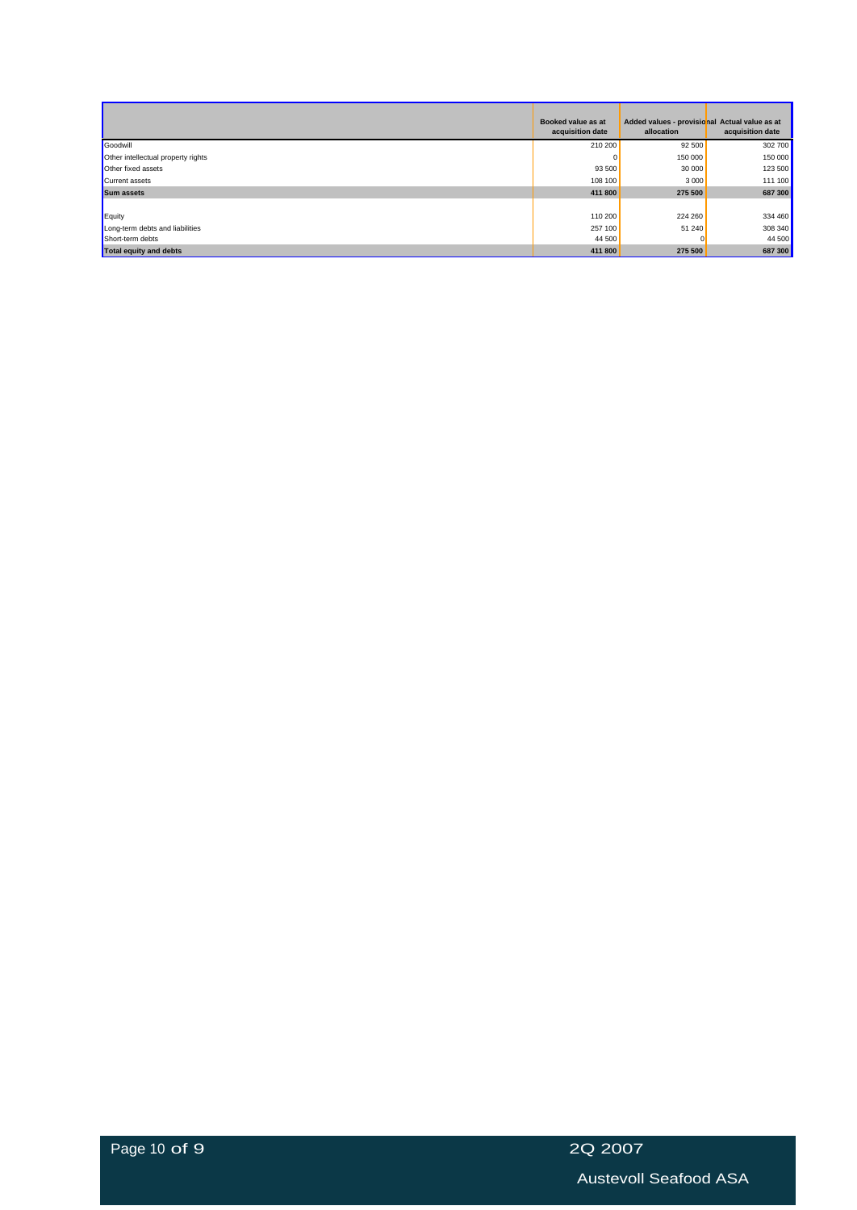| | Booked value as at acquisition date | Added values - provisional allocation | Actual value as at acquisition date |
|---|---|---|---|
| Goodwill | 210 200 | 92 500 | 302 700 |
| Other intellectual property rights | 0 | 150 000 | 150 000 |
| Other fixed assets | 93 500 | 30 000 | 123 500 |
| Current assets | 108 100 | 3 000 | 111 100 |
| **Sum assets** | **411 800** | **275 500** | **687 300** |
| | | | |
| Equity | 110 200 | 224 260 | 334 460 |
| Long-term debts and liabilities | 257 100 | 51 240 | 308 340 |
| Short-term debts | 44 500 | 0 | 44 500 |
| **Total equity and debts** | **411 800** | **275 500** | **687 300** |